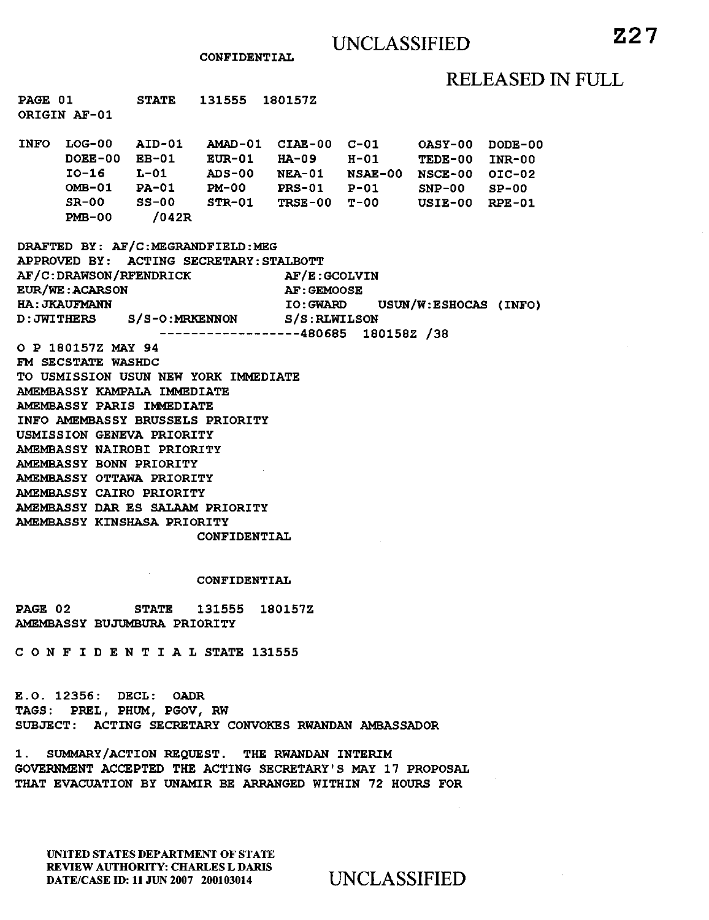UNCLASSIFIED

CONFIDENTIAL

RELEASED IN FULL

Z27

PAGE 01 STATE 131555 180157Z
ORIGIN AF-01

```
INFO  LOG-00   AID-01   AMAD-01  CIAE-00  C-01     OASY-00  DODE-00
      DOEE-00  EB-01    EUR-01   HA-09    H-01     TEDE-00  INR-00
      IO-16    L-01     ADS-00   NEA-01   NSAE-00  NSCE-00  OIC-02
      OMB-01   PA-01    PM-00    PRS-01   P-01     SNP-00   SP-00
      SR-00    SS-00    STR-01   TRSE-00  T-00     USIE-00  RPE-01
      PMB-00   /042R
```

DRAFTED BY: AF/C:MEGRANDFIELD:MEG
APPROVED BY: ACTING SECRETARY:STALBOTT
AF/C:DRAWSON/RFENDRICK AF/E:GCOLVIN
EUR/WE:ACARSON AF:GEMOOSE
HA:JKAUFMANN IO:GWARD USUN/W:ESHOCAS (INFO)
D:JWITHERS S/S-O:MRKENNON S/S:RLWILSON
------------------480685 180158Z /38

O P 180157Z MAY 94
FM SECSTATE WASHDC
TO USMISSION USUN NEW YORK IMMEDIATE
AMEMBASSY KAMPALA IMMEDIATE
AMEMBASSY PARIS IMMEDIATE
INFO AMEMBASSY BRUSSELS PRIORITY
USMISSION GENEVA PRIORITY
AMEMBASSY NAIROBI PRIORITY
AMEMBASSY BONN PRIORITY
AMEMBASSY OTTAWA PRIORITY
AMEMBASSY CAIRO PRIORITY
AMEMBASSY DAR ES SALAAM PRIORITY
AMEMBASSY KINSHASA PRIORITY

CONFIDENTIAL

CONFIDENTIAL

PAGE 02 STATE 131555 180157Z
AMEMBASSY BUJUMBURA PRIORITY

C O N F I D E N T I A L STATE 131555

E.O. 12356: DECL: OADR
TAGS: PREL, PHUM, PGOV, RW
SUBJECT: ACTING SECRETARY CONVOKES RWANDAN AMBASSADOR

1. SUMMARY/ACTION REQUEST. THE RWANDAN INTERIM GOVERNMENT ACCEPTED THE ACTING SECRETARY'S MAY 17 PROPOSAL THAT EVACUATION BY UNAMIR BE ARRANGED WITHIN 72 HOURS FOR

UNITED STATES DEPARTMENT OF STATE
REVIEW AUTHORITY: CHARLES L DARIS
DATE/CASE ID: 11 JUN 2007 200103014

UNCLASSIFIED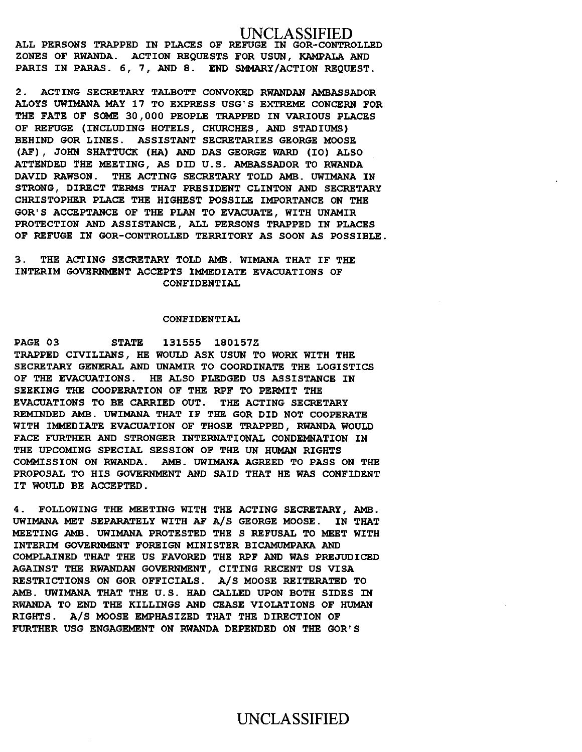ALL PERSONS TRAPPED IN PLACES OF REFUGE IN GOR-CONTROLLED ZONES OF RWANDA. ACTION REQUESTS FOR USUN, KAMPALA AND PARIS IN PARAS. 6, 7, AND 8. END SMMARY/ACTION REQUEST.

2. ACTING SECRETARY TALBOTT CONVOKED RWANDAN AMBASSADOR ALOYS UWIMANA MAY 17 TO EXPRESS USG'S EXTREME CONCERN FOR THE FATE OF SOME 30,000 PEOPLE TRAPPED IN VARIOUS PLACES OF REFUGE (INCLUDING HOTELS, CHURCHES, AND STADIUMS) BEHIND GOR LINES. ASSISTANT SECRETARIES GEORGE MOOSE (AF), JOHN SHATTUCK (HA) AND DAS GEORGE WARD (IO) ALSO ATTENDED THE MEETING, AS DID U.S. AMBASSADOR TO RWANDA DAVID RAWSON. THE ACTING SECRETARY TOLD AMB. UWIMANA IN STRONG, DIRECT TERMS THAT PRESIDENT CLINTON AND SECRETARY CHRISTOPHER PLACE THE HIGHEST POSSILE IMPORTANCE ON THE GOR'S ACCEPTANCE OF THE PLAN TO EVACUATE, WITH UNAMIR PROTECTION AND ASSISTANCE, ALL PERSONS TRAPPED IN PLACES OF REFUGE IN GOR-CONTROLLED TERRITORY AS SOON AS POSSIBLE.

3. THE ACTING SECRETARY TOLD AMB. WIMANA THAT IF THE INTERIM GOVERNMENT ACCEPTS IMMEDIATE EVACUATIONS OF

CONFIDENTIAL

CONFIDENTIAL

PAGE 03 STATE 131555 180157Z

TRAPPED CIVILIANS, HE WOULD ASK USUN TO WORK WITH THE SECRETARY GENERAL AND UNAMIR TO COORDINATE THE LOGISTICS OF THE EVACUATIONS. HE ALSO PLEDGED US ASSISTANCE IN SEEKING THE COOPERATION OF THE RPF TO PERMIT THE EVACUATIONS TO BE CARRIED OUT. THE ACTING SECRETARY REMINDED AMB. UWIMANA THAT IF THE GOR DID NOT COOPERATE WITH IMMEDIATE EVACUATION OF THOSE TRAPPED, RWANDA WOULD FACE FURTHER AND STRONGER INTERNATIONAL CONDEMNATION IN THE UPCOMING SPECIAL SESSION OF THE UN HUMAN RIGHTS COMMISSION ON RWANDA. AMB. UWIMANA AGREED TO PASS ON THE PROPOSAL TO HIS GOVERNMENT AND SAID THAT HE WAS CONFIDENT IT WOULD BE ACCEPTED.

4. FOLLOWING THE MEETING WITH THE ACTING SECRETARY, AMB. UWIMANA MET SEPARATELY WITH AF A/S GEORGE MOOSE. IN THAT MEETING AMB. UWIMANA PROTESTED THE S REFUSAL TO MEET WITH INTERIM GOVERNMENT FOREIGN MINISTER BICAMUMPAKA AND COMPLAINED THAT THE US FAVORED THE RPF AND WAS PREJUDICED AGAINST THE RWANDAN GOVERNMENT, CITING RECENT US VISA RESTRICTIONS ON GOR OFFICIALS. A/S MOOSE REITERATED TO AMB. UWIMANA THAT THE U.S. HAD CALLED UPON BOTH SIDES IN RWANDA TO END THE KILLINGS AND CEASE VIOLATIONS OF HUMAN RIGHTS. A/S MOOSE EMPHASIZED THAT THE DIRECTION OF FURTHER USG ENGAGEMENT ON RWANDA DEPENDED ON THE GOR'S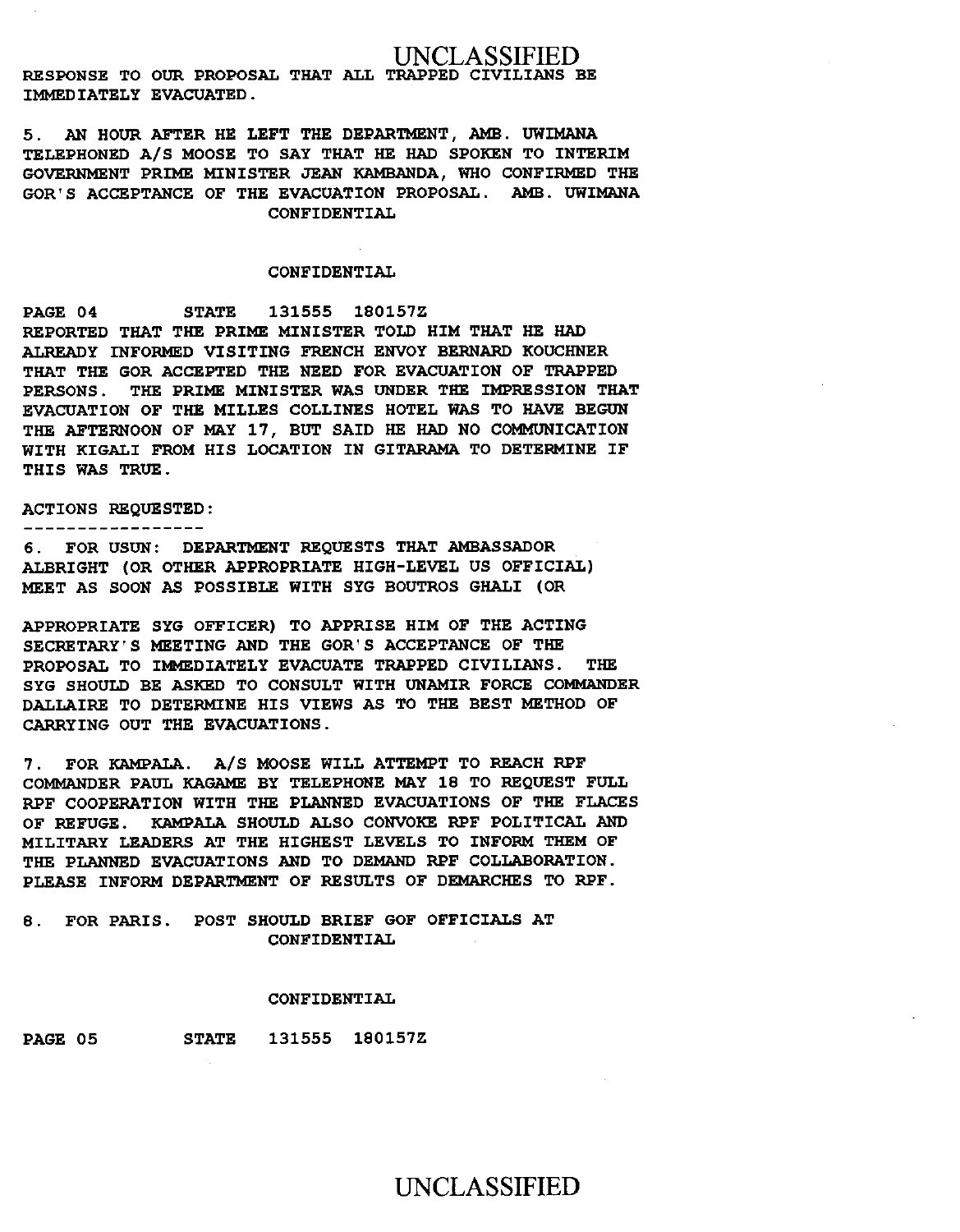RESPONSE TO OUR PROPOSAL THAT ALL TRAPPED CIVILIANS BE IMMEDIATELY EVACUATED.

5. AN HOUR AFTER HE LEFT THE DEPARTMENT, AMB. UWIMANA TELEPHONED A/S MOOSE TO SAY THAT HE HAD SPOKEN TO INTERIM GOVERNMENT PRIME MINISTER JEAN KAMBANDA, WHO CONFIRMED THE GOR'S ACCEPTANCE OF THE EVACUATION PROPOSAL. AMB. UWIMANA

CONFIDENTIAL

CONFIDENTIAL

PAGE 04 STATE 131555 180157Z

REPORTED THAT THE PRIME MINISTER TOLD HIM THAT HE HAD ALREADY INFORMED VISITING FRENCH ENVOY BERNARD KOUCHNER THAT THE GOR ACCEPTED THE NEED FOR EVACUATION OF TRAPPED PERSONS. THE PRIME MINISTER WAS UNDER THE IMPRESSION THAT EVACUATION OF THE MILLES COLLINES HOTEL WAS TO HAVE BEGUN THE AFTERNOON OF MAY 17, BUT SAID HE HAD NO COMMUNICATION WITH KIGALI FROM HIS LOCATION IN GITARAMA TO DETERMINE IF THIS WAS TRUE.

ACTIONS REQUESTED:
-----------------

6. FOR USUN: DEPARTMENT REQUESTS THAT AMBASSADOR ALBRIGHT (OR OTHER APPROPRIATE HIGH-LEVEL US OFFICIAL) MEET AS SOON AS POSSIBLE WITH SYG BOUTROS GHALI (OR

APPROPRIATE SYG OFFICER) TO APPRISE HIM OF THE ACTING SECRETARY'S MEETING AND THE GOR'S ACCEPTANCE OF THE PROPOSAL TO IMMEDIATELY EVACUATE TRAPPED CIVILIANS. THE SYG SHOULD BE ASKED TO CONSULT WITH UNAMIR FORCE COMMANDER DALLAIRE TO DETERMINE HIS VIEWS AS TO THE BEST METHOD OF CARRYING OUT THE EVACUATIONS.

7. FOR KAMPALA. A/S MOOSE WILL ATTEMPT TO REACH RPF COMMANDER PAUL KAGAME BY TELEPHONE MAY 18 TO REQUEST FULL RPF COOPERATION WITH THE PLANNED EVACUATIONS OF THE PLACES OF REFUGE. KAMPALA SHOULD ALSO CONVOKE RPF POLITICAL AND MILITARY LEADERS AT THE HIGHEST LEVELS TO INFORM THEM OF THE PLANNED EVACUATIONS AND TO DEMAND RPF COLLABORATION. PLEASE INFORM DEPARTMENT OF RESULTS OF DEMARCHES TO RPF.

8. FOR PARIS. POST SHOULD BRIEF GOF OFFICIALS AT

CONFIDENTIAL

CONFIDENTIAL

PAGE 05 STATE 131555 180157Z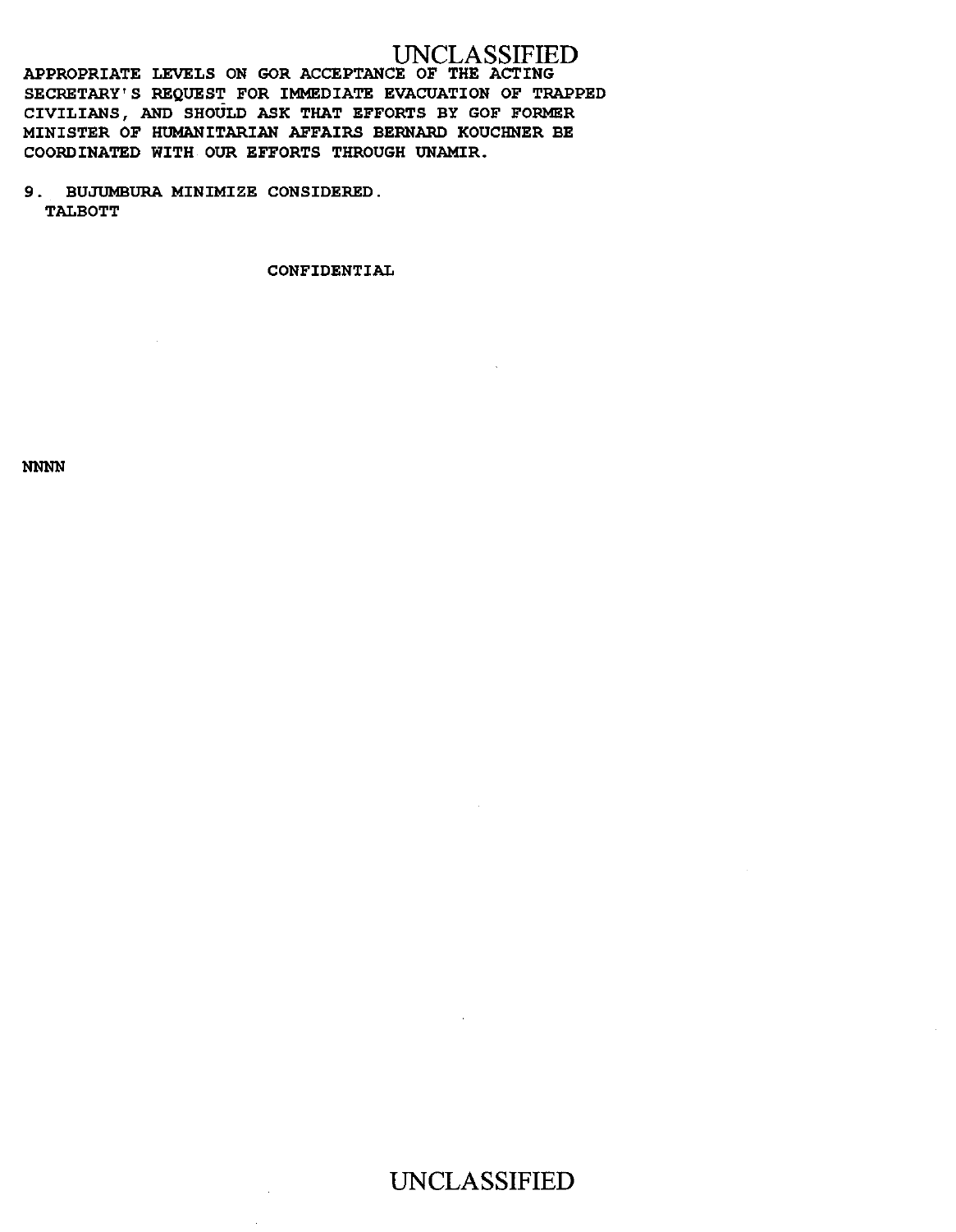APPROPRIATE LEVELS ON GOR ACCEPTANCE OF THE ACTING SECRETARY'S REQUEST FOR IMMEDIATE EVACUATION OF TRAPPED CIVILIANS, AND SHOULD ASK THAT EFFORTS BY GOF FORMER MINISTER OF HUMANITARIAN AFFAIRS BERNARD KOUCHNER BE COORDINATED WITH OUR EFFORTS THROUGH UNAMIR.

9. BUJUMBURA MINIMIZE CONSIDERED.
TALBOTT

CONFIDENTIAL

NNNN